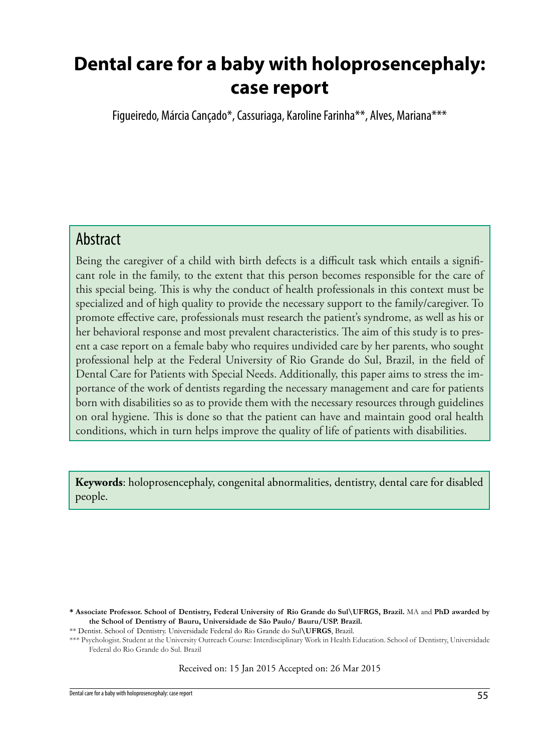# Dental care for a baby with holoprosencephaly: case report

Figueiredo, Márcia Cançado*, Cassuriaga, Karoline Farinha**, Alves, Mariana***

## Abstract

Being the caregiver of a child with birth defects is a difficult task which entails a significant role in the family, to the extent that this person becomes responsible for the care of this special being. This is why the conduct of health professionals in this context must be specialized and of high quality to provide the necessary support to the family/caregiver. To promote effective care, professionals must research the patient's syndrome, as well as his or her behavioral response and most prevalent characteristics. The aim of this study is to present a case report on a female baby who requires undivided care by her parents, who sought professional help at the Federal University of Rio Grande do Sul, Brazil, in the field of Dental Care for Patients with Special Needs. Additionally, this paper aims to stress the importance of the work of dentists regarding the necessary management and care for patients born with disabilities so as to provide them with the necessary resources through guidelines on oral hygiene. This is done so that the patient can have and maintain good oral health conditions, which in turn helps improve the quality of life of patients with disabilities.

**Keywords**: holoprosencephaly, congenital abnormalities, dentistry, dental care for disabled people.

**\* Associate Professor. School of Dentistry, Federal University of Rio Grande do Sul\UFRGS, Brazil.** MA and **PhD awarded by the School of Dentistry of Bauru, Universidade de São Paulo/ Bauru/USP. Brazil.**

\*\* Dentist. School of Dentistry. Universidade Federal do Rio Grande do Sul\**UFRGS**, Brazil.

\*\*\* Psychologist. Student at the University Outreach Course: Interdisciplinary Work in Health Education. School of Dentistry, Universidade Federal do Rio Grande do Sul. Brazil

Received on: 15 Jan 2015 Accepted on: 26 Mar 2015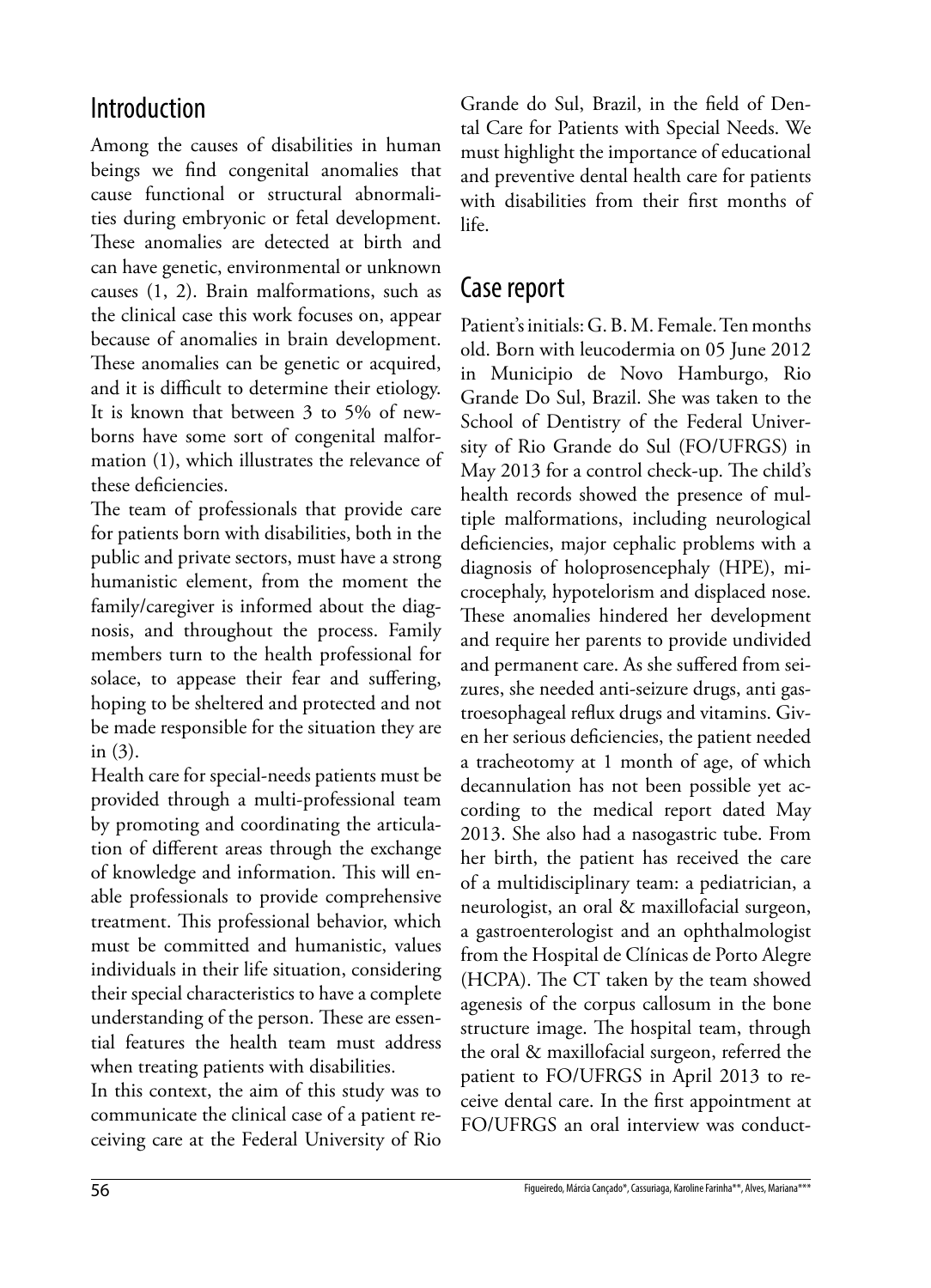## Introduction

Among the causes of disabilities in human beings we find congenital anomalies that cause functional or structural abnormalities during embryonic or fetal development. These anomalies are detected at birth and can have genetic, environmental or unknown causes (1, 2). Brain malformations, such as the clinical case this work focuses on, appear because of anomalies in brain development. These anomalies can be genetic or acquired, and it is difficult to determine their etiology. It is known that between 3 to 5% of newborns have some sort of congenital malformation (1), which illustrates the relevance of these deficiencies.

The team of professionals that provide care for patients born with disabilities, both in the public and private sectors, must have a strong humanistic element, from the moment the family/caregiver is informed about the diagnosis, and throughout the process. Family members turn to the health professional for solace, to appease their fear and suffering, hoping to be sheltered and protected and not be made responsible for the situation they are in (3).

Health care for special-needs patients must be provided through a multi-professional team by promoting and coordinating the articulation of different areas through the exchange of knowledge and information. This will enable professionals to provide comprehensive treatment. This professional behavior, which must be committed and humanistic, values individuals in their life situation, considering their special characteristics to have a complete understanding of the person. These are essential features the health team must address when treating patients with disabilities.

In this context, the aim of this study was to communicate the clinical case of a patient receiving care at the Federal University of Rio Grande do Sul, Brazil, in the field of Dental Care for Patients with Special Needs. We must highlight the importance of educational and preventive dental health care for patients with disabilities from their first months of life.

## Case report

Patient's initials: G. B. M. Female. Ten months old. Born with leucodermia on 05 June 2012 in Municipio de Novo Hamburgo, Rio Grande Do Sul, Brazil. She was taken to the School of Dentistry of the Federal University of Rio Grande do Sul (FO/UFRGS) in May 2013 for a control check-up. The child's health records showed the presence of multiple malformations, including neurological deficiencies, major cephalic problems with a diagnosis of holoprosencephaly (HPE), microcephaly, hypotelorism and displaced nose. These anomalies hindered her development and require her parents to provide undivided and permanent care. As she suffered from seizures, she needed anti-seizure drugs, anti gastroesophageal reflux drugs and vitamins. Given her serious deficiencies, the patient needed a tracheotomy at 1 month of age, of which decannulation has not been possible yet according to the medical report dated May 2013. She also had a nasogastric tube. From her birth, the patient has received the care of a multidisciplinary team: a pediatrician, a neurologist, an oral & maxillofacial surgeon, a gastroenterologist and an ophthalmologist from the Hospital de Clínicas de Porto Alegre (HCPA). The CT taken by the team showed agenesis of the corpus callosum in the bone structure image. The hospital team, through the oral & maxillofacial surgeon, referred the patient to FO/UFRGS in April 2013 to receive dental care. In the first appointment at FO/UFRGS an oral interview was conduct-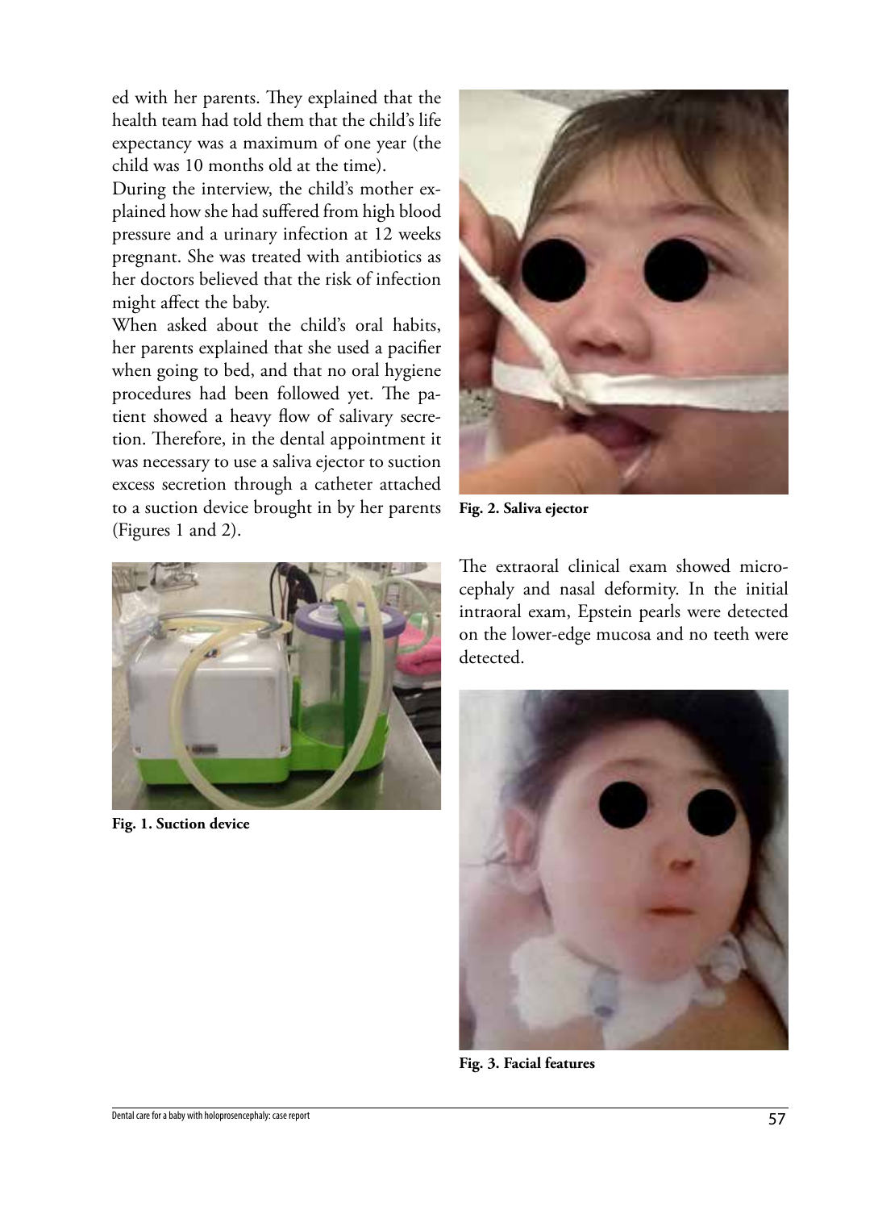ed with her parents. They explained that the health team had told them that the child's life expectancy was a maximum of one year (the child was 10 months old at the time).

During the interview, the child's mother explained how she had suffered from high blood pressure and a urinary infection at 12 weeks pregnant. She was treated with antibiotics as her doctors believed that the risk of infection might affect the baby.

When asked about the child's oral habits, her parents explained that she used a pacifier when going to bed, and that no oral hygiene procedures had been followed yet. The patient showed a heavy flow of salivary secretion. Therefore, in the dental appointment it was necessary to use a saliva ejector to suction excess secretion through a catheter attached to a suction device brought in by her parents (Figures 1 and 2).

**Fig. 2. Saliva ejector**

**Fig. 1. Suction device**

The extraoral clinical exam showed microcephaly and nasal deformity. In the initial intraoral exam, Epstein pearls were detected on the lower-edge mucosa and no teeth were detected.

**Fig. 3. Facial features**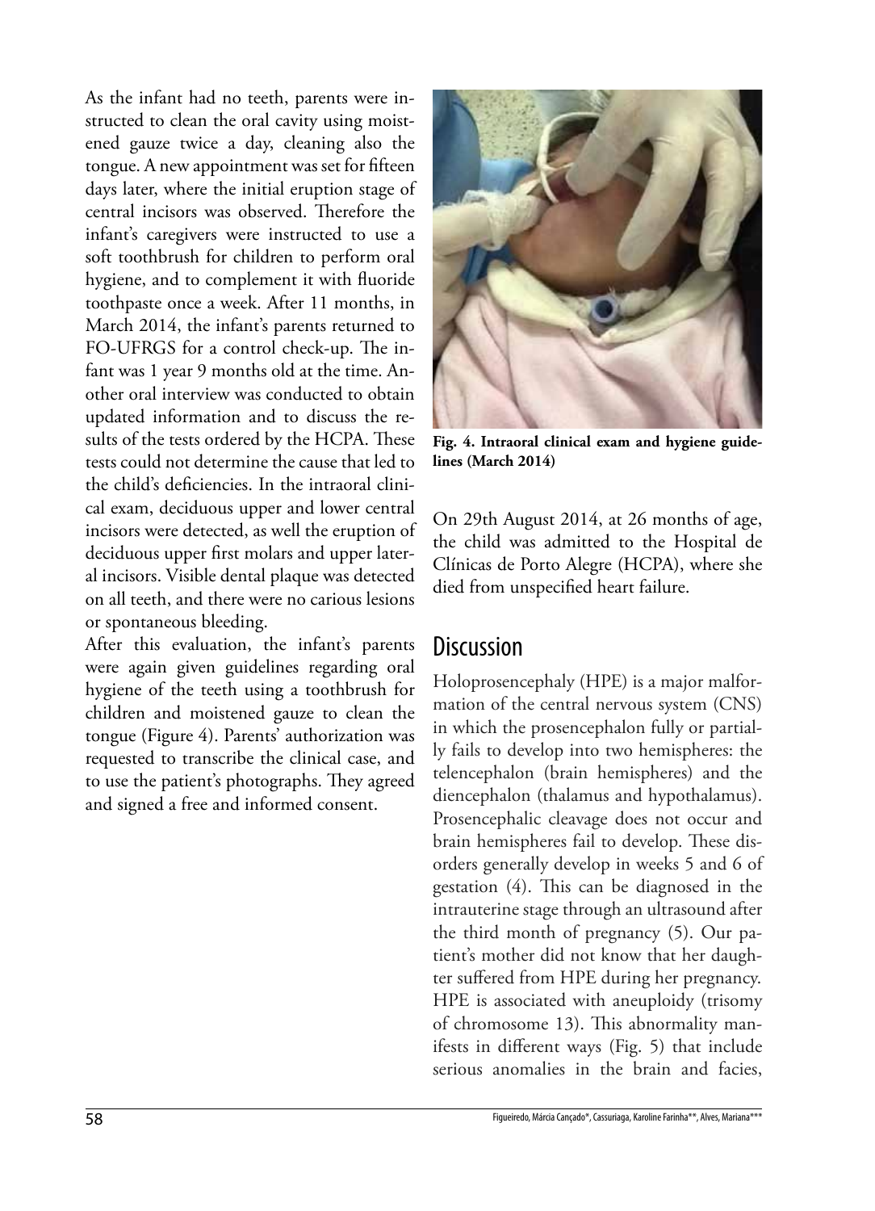As the infant had no teeth, parents were instructed to clean the oral cavity using moistened gauze twice a day, cleaning also the tongue. A new appointment was set for fifteen days later, where the initial eruption stage of central incisors was observed. Therefore the infant's caregivers were instructed to use a soft toothbrush for children to perform oral hygiene, and to complement it with fluoride toothpaste once a week. After 11 months, in March 2014, the infant's parents returned to FO-UFRGS for a control check-up. The infant was 1 year 9 months old at the time. Another oral interview was conducted to obtain updated information and to discuss the results of the tests ordered by the HCPA. These tests could not determine the cause that led to the child's deficiencies. In the intraoral clinical exam, deciduous upper and lower central incisors were detected, as well the eruption of deciduous upper first molars and upper lateral incisors. Visible dental plaque was detected on all teeth, and there were no carious lesions or spontaneous bleeding.

After this evaluation, the infant's parents were again given guidelines regarding oral hygiene of the teeth using a toothbrush for children and moistened gauze to clean the tongue (Figure 4). Parents' authorization was requested to transcribe the clinical case, and to use the patient's photographs. They agreed and signed a free and informed consent.

**Fig. 4. Intraoral clinical exam and hygiene guidelines (March 2014)**

On 29th August 2014, at 26 months of age, the child was admitted to the Hospital de Clínicas de Porto Alegre (HCPA), where she died from unspecified heart failure.

## Discussion

Holoprosencephaly (HPE) is a major malformation of the central nervous system (CNS) in which the prosencephalon fully or partially fails to develop into two hemispheres: the telencephalon (brain hemispheres) and the diencephalon (thalamus and hypothalamus). Prosencephalic cleavage does not occur and brain hemispheres fail to develop. These disorders generally develop in weeks 5 and 6 of gestation (4). This can be diagnosed in the intrauterine stage through an ultrasound after the third month of pregnancy (5). Our patient's mother did not know that her daughter suffered from HPE during her pregnancy. HPE is associated with aneuploidy (trisomy of chromosome 13). This abnormality manifests in different ways (Fig. 5) that include serious anomalies in the brain and facies,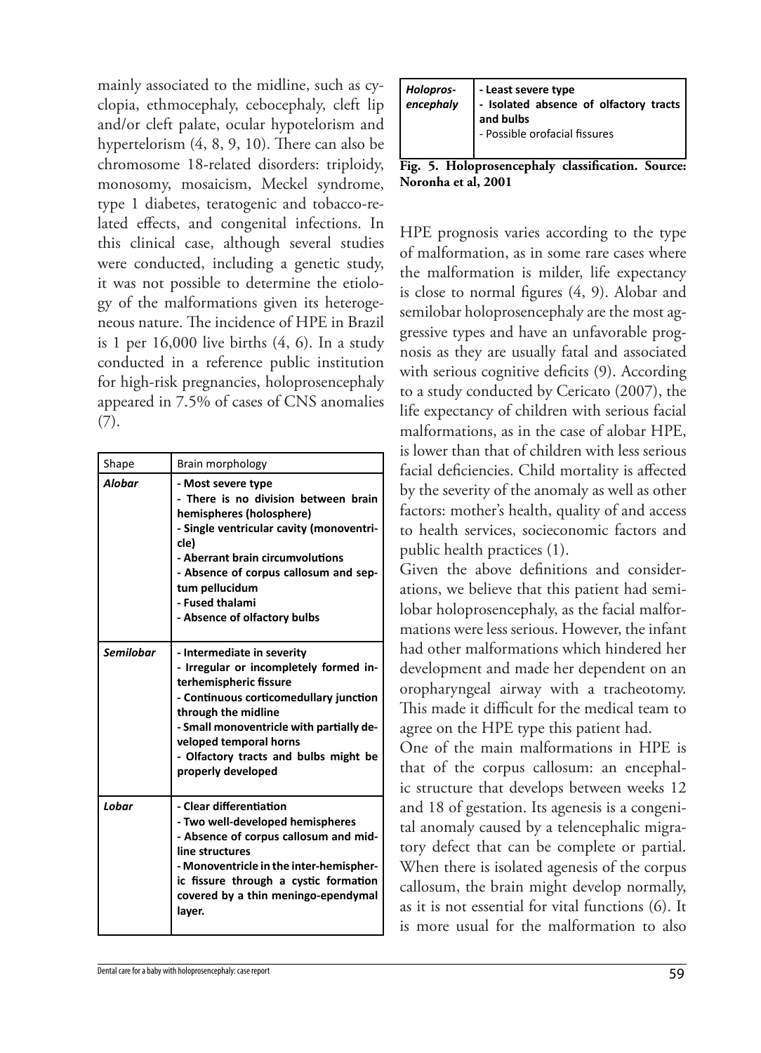mainly associated to the midline, such as cyclopia, ethmocephaly, cebocephaly, cleft lip and/or cleft palate, ocular hypotelorism and hypertelorism (4, 8, 9, 10). There can also be chromosome 18-related disorders: triploidy, monosomy, mosaicism, Meckel syndrome, type 1 diabetes, teratogenic and tobacco-related effects, and congenital infections. In this clinical case, although several studies were conducted, including a genetic study, it was not possible to determine the etiology of the malformations given its heterogeneous nature. The incidence of HPE in Brazil is 1 per 16,000 live births (4, 6). In a study conducted in a reference public institution for high-risk pregnancies, holoprosencephaly appeared in 7.5% of cases of CNS anomalies (7).

| Shape | Brain morphology |
|---|---|
| ***Alobar*** | **- Most severe type**<br>**- There is no division between brain hemispheres (holosphere)**<br>**- Single ventricular cavity (monoventricle)**<br>**- Aberrant brain circumvolutions**<br>**- Absence of corpus callosum and septum pellucidum**<br>**- Fused thalami**<br>**- Absence of olfactory bulbs** |
| ***Semilobar*** | **- Intermediate in severity**<br>**- Irregular or incompletely formed interhemispheric fissure**<br>**- Continuous corticomedullary junction through the midline**<br>**- Small monoventricle with partially developed temporal horns**<br>**- Olfactory tracts and bulbs might be properly developed** |
| ***Lobar*** | **- Clear differentiation**<br>**- Two well-developed hemispheres**<br>**- Absence of corpus callosum and midline structures**<br>**- Monoventricle in the inter-hemispheric fissure through a cystic formation covered by a thin meningo-ependymal layer.** |
| ***Holoprosencephaly*** | **- Least severe type**<br>**- Isolated absence of olfactory tracts and bulbs**<br>- Possible orofacial fissures |

**Fig. 5. Holoprosencephaly classification. Source: Noronha et al, 2001**

HPE prognosis varies according to the type of malformation, as in some rare cases where the malformation is milder, life expectancy is close to normal figures (4, 9). Alobar and semilobar holoprosencephaly are the most aggressive types and have an unfavorable prognosis as they are usually fatal and associated with serious cognitive deficits (9). According to a study conducted by Cericato (2007), the life expectancy of children with serious facial malformations, as in the case of alobar HPE, is lower than that of children with less serious facial deficiencies. Child mortality is affected by the severity of the anomaly as well as other factors: mother's health, quality of and access to health services, socieconomic factors and public health practices (1).

Given the above definitions and considerations, we believe that this patient had semilobar holoprosencephaly, as the facial malformations were less serious. However, the infant had other malformations which hindered her development and made her dependent on an oropharyngeal airway with a tracheotomy. This made it difficult for the medical team to agree on the HPE type this patient had.

One of the main malformations in HPE is that of the corpus callosum: an encephalic structure that develops between weeks 12 and 18 of gestation. Its agenesis is a congenital anomaly caused by a telencephalic migratory defect that can be complete or partial. When there is isolated agenesis of the corpus callosum, the brain might develop normally, as it is not essential for vital functions (6). It is more usual for the malformation to also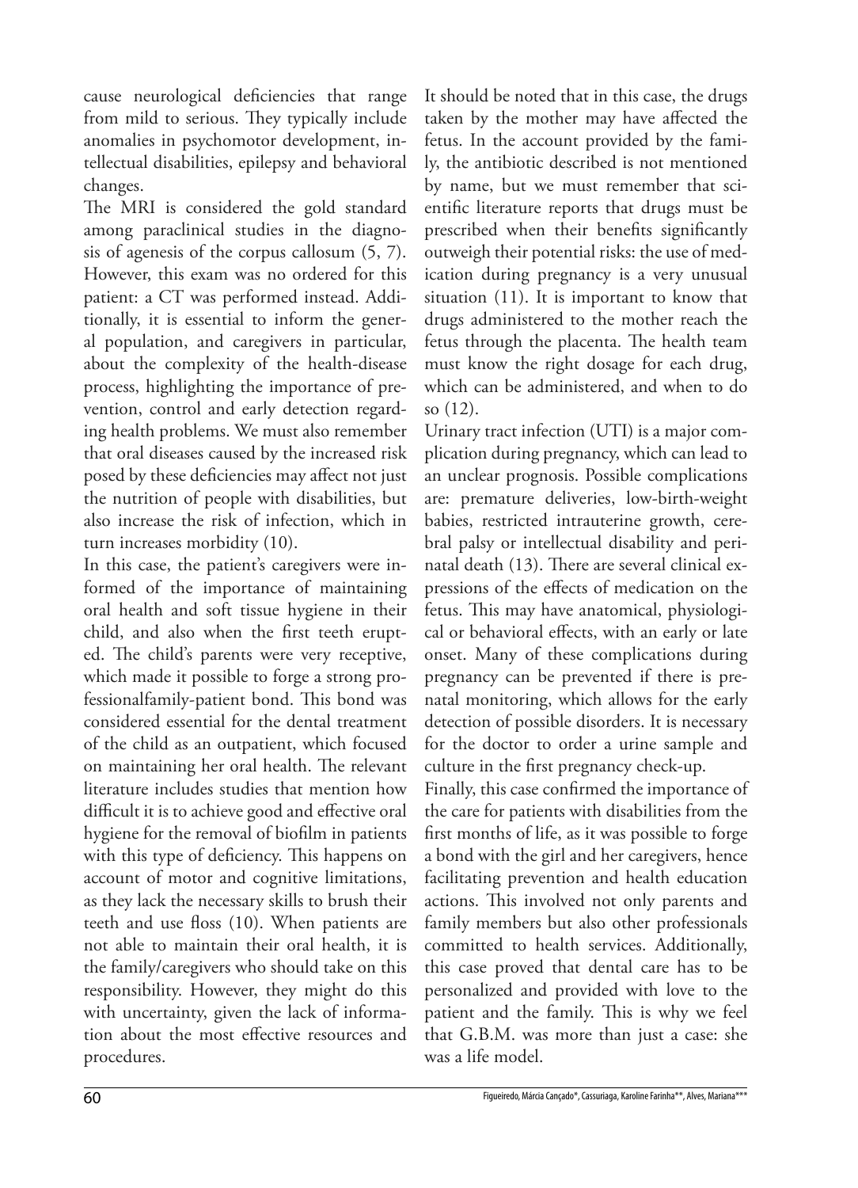cause neurological deficiencies that range from mild to serious. They typically include anomalies in psychomotor development, intellectual disabilities, epilepsy and behavioral changes.

The MRI is considered the gold standard among paraclinical studies in the diagnosis of agenesis of the corpus callosum (5, 7). However, this exam was no ordered for this patient: a CT was performed instead. Additionally, it is essential to inform the general population, and caregivers in particular, about the complexity of the health-disease process, highlighting the importance of prevention, control and early detection regarding health problems. We must also remember that oral diseases caused by the increased risk posed by these deficiencies may affect not just the nutrition of people with disabilities, but also increase the risk of infection, which in turn increases morbidity (10).

In this case, the patient's caregivers were informed of the importance of maintaining oral health and soft tissue hygiene in their child, and also when the first teeth erupted. The child's parents were very receptive, which made it possible to forge a strong professionalfamily-patient bond. This bond was considered essential for the dental treatment of the child as an outpatient, which focused on maintaining her oral health. The relevant literature includes studies that mention how difficult it is to achieve good and effective oral hygiene for the removal of biofilm in patients with this type of deficiency. This happens on account of motor and cognitive limitations, as they lack the necessary skills to brush their teeth and use floss (10). When patients are not able to maintain their oral health, it is the family/caregivers who should take on this responsibility. However, they might do this with uncertainty, given the lack of information about the most effective resources and procedures.

It should be noted that in this case, the drugs taken by the mother may have affected the fetus. In the account provided by the family, the antibiotic described is not mentioned by name, but we must remember that scientific literature reports that drugs must be prescribed when their benefits significantly outweigh their potential risks: the use of medication during pregnancy is a very unusual situation (11). It is important to know that drugs administered to the mother reach the fetus through the placenta. The health team must know the right dosage for each drug, which can be administered, and when to do so (12).

Urinary tract infection (UTI) is a major complication during pregnancy, which can lead to an unclear prognosis. Possible complications are: premature deliveries, low-birth-weight babies, restricted intrauterine growth, cerebral palsy or intellectual disability and perinatal death (13). There are several clinical expressions of the effects of medication on the fetus. This may have anatomical, physiological or behavioral effects, with an early or late onset. Many of these complications during pregnancy can be prevented if there is prenatal monitoring, which allows for the early detection of possible disorders. It is necessary for the doctor to order a urine sample and culture in the first pregnancy check-up.

Finally, this case confirmed the importance of the care for patients with disabilities from the first months of life, as it was possible to forge a bond with the girl and her caregivers, hence facilitating prevention and health education actions. This involved not only parents and family members but also other professionals committed to health services. Additionally, this case proved that dental care has to be personalized and provided with love to the patient and the family. This is why we feel that G.B.M. was more than just a case: she was a life model.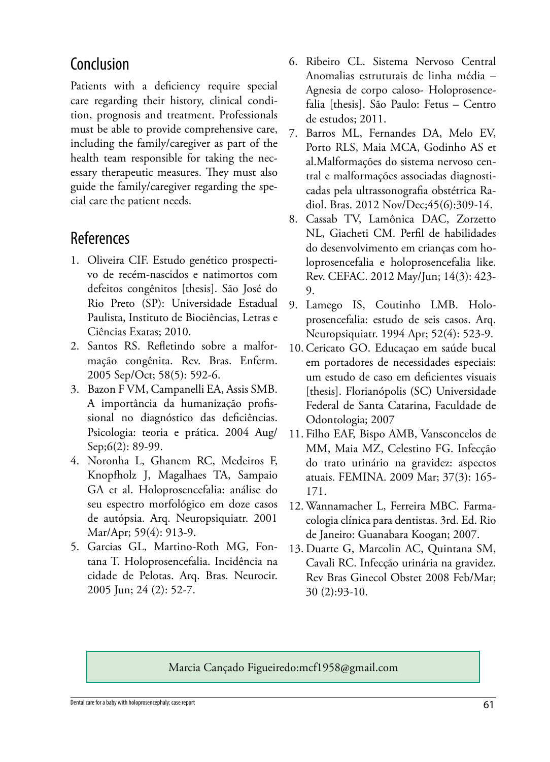## Conclusion

Patients with a deficiency require special care regarding their history, clinical condition, prognosis and treatment. Professionals must be able to provide comprehensive care, including the family/caregiver as part of the health team responsible for taking the necessary therapeutic measures. They must also guide the family/caregiver regarding the special care the patient needs.

## References

1. Oliveira CIF. Estudo genético prospectivo de recém-nascidos e natimortos com defeitos congênitos [thesis]. São José do Rio Preto (SP): Universidade Estadual Paulista, Instituto de Biociências, Letras e Ciências Exatas; 2010.
2. Santos RS. Refletindo sobre a malformação congênita. Rev. Bras. Enferm. 2005 Sep/Oct; 58(5): 592-6.
3. Bazon F VM, Campanelli EA, Assis SMB. A importância da humanização profissional no diagnóstico das deficiências. Psicologia: teoria e prática. 2004 Aug/Sep;6(2): 89-99.
4. Noronha L, Ghanem RC, Medeiros F, Knopfholz J, Magalhaes TA, Sampaio GA et al. Holoprosencefalia: análise do seu espectro morfológico em doze casos de autópsia. Arq. Neuropsiquiatr. 2001 Mar/Apr; 59(4): 913-9.
5. Garcias GL, Martino-Roth MG, Fontana T. Holoprosencefalia. Incidência na cidade de Pelotas. Arq. Bras. Neurocir. 2005 Jun; 24 (2): 52-7.
6. Ribeiro CL. Sistema Nervoso Central Anomalias estruturais de linha média – Agnesia de corpo caloso- Holoprosencefalia [thesis]. São Paulo: Fetus – Centro de estudos; 2011.
7. Barros ML, Fernandes DA, Melo EV, Porto RLS, Maia MCA, Godinho AS et al.Malformações do sistema nervoso central e malformações associadas diagnosticadas pela ultrassonografia obstétrica Radiol. Bras. 2012 Nov/Dec;45(6):309-14.
8. Cassab TV, Lamônica DAC, Zorzetto NL, Giacheti CM. Perfil de habilidades do desenvolvimento em crianças com holoprosencefalia e holoprosencefalia like. Rev. CEFAC. 2012 May/Jun; 14(3): 423-9.
9. Lamego IS, Coutinho LMB. Holoprosencefalia: estudo de seis casos. Arq. Neuropsiquiatr. 1994 Apr; 52(4): 523-9.
10. Cericato GO. Educaçao em saúde bucal em portadores de necessidades especiais: um estudo de caso em deficientes visuais [thesis]. Florianópolis (SC) Universidade Federal de Santa Catarina, Faculdade de Odontologia; 2007
11. Filho EAF, Bispo AMB, Vansconcelos de MM, Maia MZ, Celestino FG. Infecção do trato urinário na gravidez: aspectos atuais. FEMINA. 2009 Mar; 37(3): 165-171.
12. Wannamacher L, Ferreira MBC. Farmacologia clínica para dentistas. 3rd. Ed. Rio de Janeiro: Guanabara Koogan; 2007.
13. Duarte G, Marcolin AC, Quintana SM, Cavali RC. Infecção urinária na gravidez. Rev Bras Ginecol Obstet 2008 Feb/Mar; 30 (2):93-10.

Marcia Cançado Figueiredo:mcf1958@gmail.com